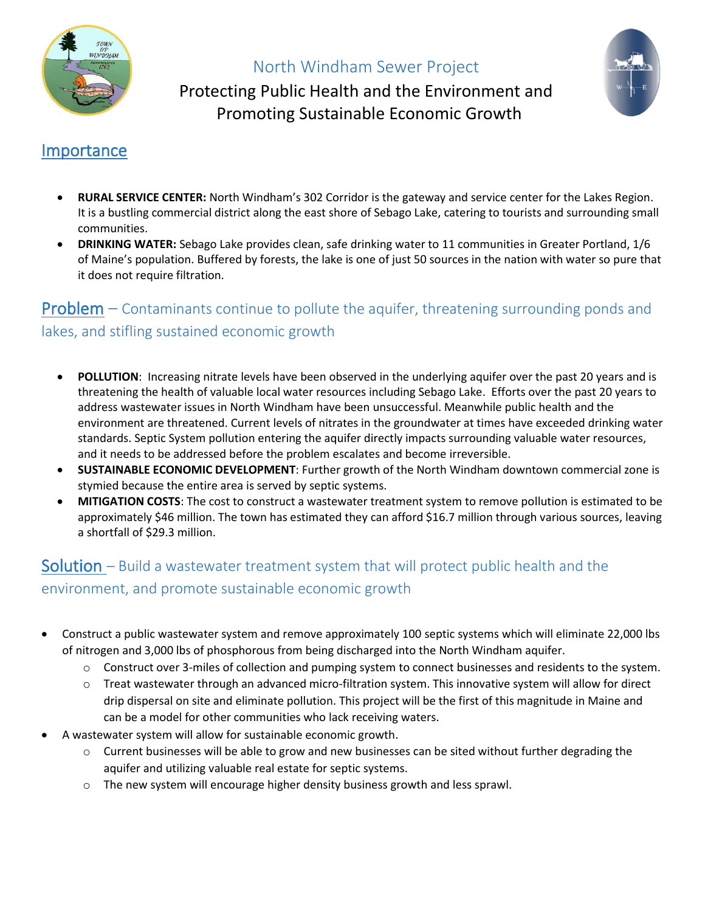# North Windham Sewer Project

## Protecting Public Health and the Environment and Promoting Sustainable Economic Growth

## Importance

- **RURAL SERVICE CENTER:** North Windham's 302 Corridor is the gateway and service center for the Lakes Region. It is a bustling commercial district along the east shore of Sebago Lake, catering to tourists and surrounding small communities.
- **DRINKING WATER:** Sebago Lake provides clean, safe drinking water to 11 communities in Greater Portland, 1/6 of Maine's population. Buffered by forests, the lake is one of just 50 sources in the nation with water so pure that it does not require filtration.

## Problem – Contaminants continue to pollute the aquifer, threatening surrounding ponds and lakes, and stifling sustained economic growth

- **POLLUTION**: Increasing nitrate levels have been observed in the underlying aquifer over the past 20 years and is threatening the health of valuable local water resources including Sebago Lake. Efforts over the past 20 years to address wastewater issues in North Windham have been unsuccessful. Meanwhile public health and the environment are threatened. Current levels of nitrates in the groundwater at times have exceeded drinking water standards. Septic System pollution entering the aquifer directly impacts surrounding valuable water resources, and it needs to be addressed before the problem escalates and become irreversible.
- **SUSTAINABLE ECONOMIC DEVELOPMENT**: Further growth of the North Windham downtown commercial zone is stymied because the entire area is served by septic systems.
- **MITIGATION COSTS**: The cost to construct a wastewater treatment system to remove pollution is estimated to be approximately $46 million. The town has estimated they can afford $16.7 million through various sources, leaving a shortfall of $29.3 million.

## Solution – Build a wastewater treatment system that will protect public health and the environment, and promote sustainable economic growth

- Construct a public wastewater system and remove approximately 100 septic systems which will eliminate 22,000 lbs of nitrogen and 3,000 lbs of phosphorous from being discharged into the North Windham aquifer.
  - Construct over 3-miles of collection and pumping system to connect businesses and residents to the system.
  - Treat wastewater through an advanced micro-filtration system. This innovative system will allow for direct drip dispersal on site and eliminate pollution. This project will be the first of this magnitude in Maine and can be a model for other communities who lack receiving waters.
- A wastewater system will allow for sustainable economic growth.
  - Current businesses will be able to grow and new businesses can be sited without further degrading the aquifer and utilizing valuable real estate for septic systems.
  - The new system will encourage higher density business growth and less sprawl.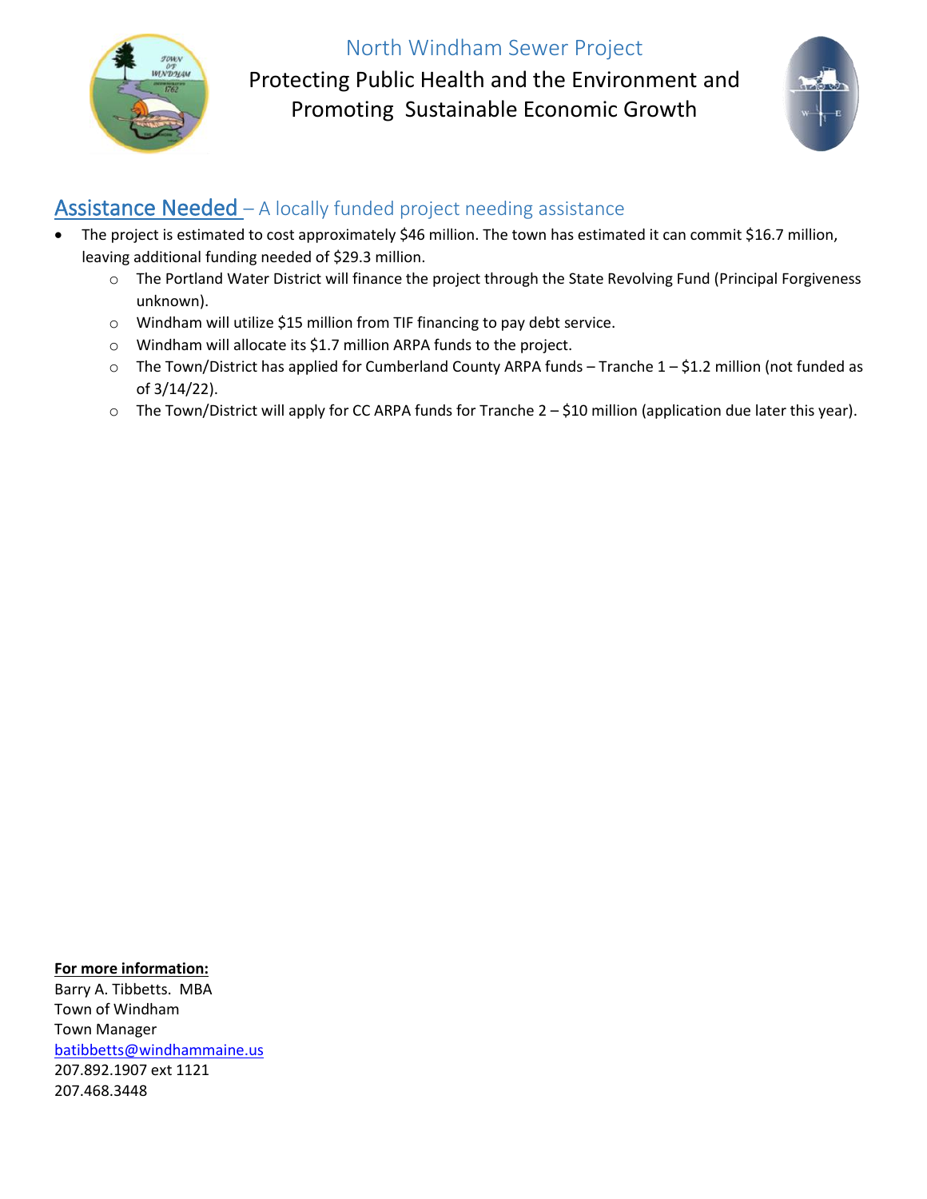North Windham Sewer Project

Protecting Public Health and the Environment and Promoting Sustainable Economic Growth

## Assistance Needed – A locally funded project needing assistance

- The project is estimated to cost approximately $46 million. The town has estimated it can commit $16.7 million, leaving additional funding needed of $29.3 million.
  - The Portland Water District will finance the project through the State Revolving Fund (Principal Forgiveness unknown).
  - Windham will utilize $15 million from TIF financing to pay debt service.
  - Windham will allocate its $1.7 million ARPA funds to the project.
  - The Town/District has applied for Cumberland County ARPA funds – Tranche 1 – $1.2 million (not funded as of 3/14/22).
  - The Town/District will apply for CC ARPA funds for Tranche 2 – $10 million (application due later this year).

**For more information:**
Barry A. Tibbetts. MBA
Town of Windham
Town Manager
batibbetts@windhammaine.us
207.892.1907 ext 1121
207.468.3448